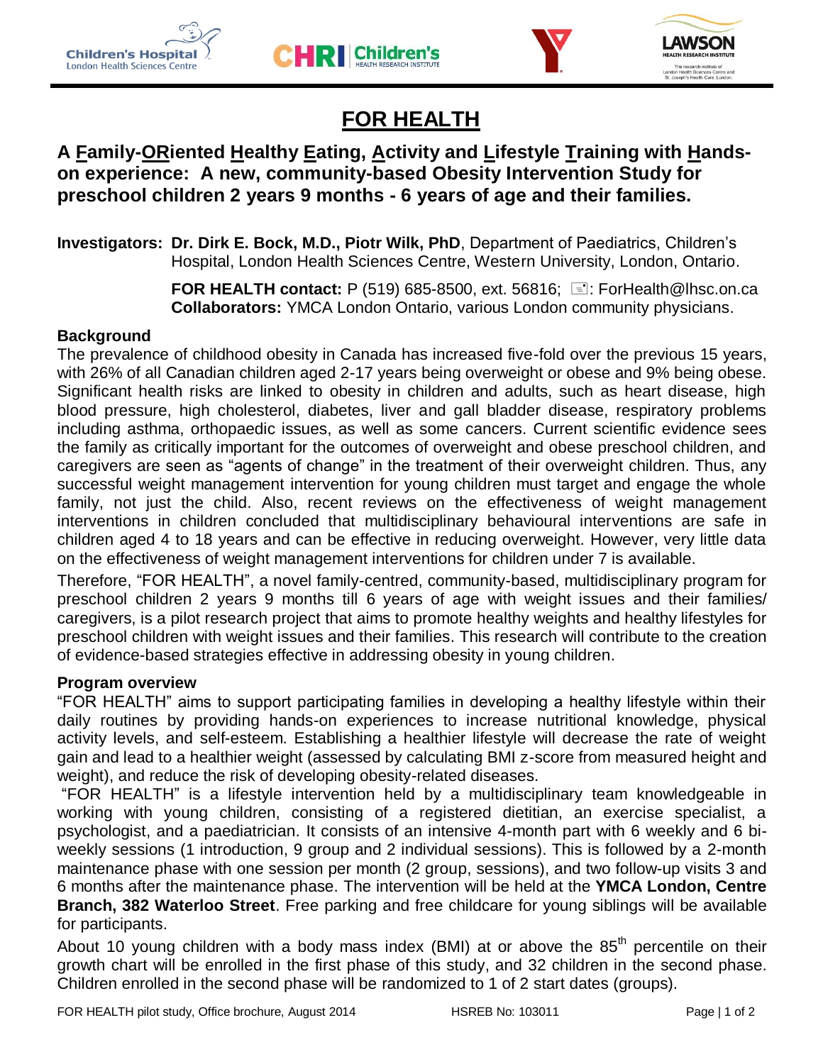# FOR HEALTH

## A Family-ORiented Healthy Eating, Activity and Lifestyle Training with Hands-on experience: A new, community-based Obesity Intervention Study for preschool children 2 years 9 months - 6 years of age and their families.

**Investigators: Dr. Dirk E. Bock, M.D., Piotr Wilk, PhD**, Department of Paediatrics, Children's Hospital, London Health Sciences Centre, Western University, London, Ontario.

**FOR HEALTH contact:** P (519) 685-8500, ext. 56816; ✉: ForHealth@lhsc.on.ca
**Collaborators:** YMCA London Ontario, various London community physicians.

### Background

The prevalence of childhood obesity in Canada has increased five-fold over the previous 15 years, with 26% of all Canadian children aged 2-17 years being overweight or obese and 9% being obese. Significant health risks are linked to obesity in children and adults, such as heart disease, high blood pressure, high cholesterol, diabetes, liver and gall bladder disease, respiratory problems including asthma, orthopaedic issues, as well as some cancers. Current scientific evidence sees the family as critically important for the outcomes of overweight and obese preschool children, and caregivers are seen as "agents of change" in the treatment of their overweight children. Thus, any successful weight management intervention for young children must target and engage the whole family, not just the child. Also, recent reviews on the effectiveness of weight management interventions in children concluded that multidisciplinary behavioural interventions are safe in children aged 4 to 18 years and can be effective in reducing overweight. However, very little data on the effectiveness of weight management interventions for children under 7 is available.

Therefore, "FOR HEALTH", a novel family-centred, community-based, multidisciplinary program for preschool children 2 years 9 months till 6 years of age with weight issues and their families/ caregivers, is a pilot research project that aims to promote healthy weights and healthy lifestyles for preschool children with weight issues and their families. This research will contribute to the creation of evidence-based strategies effective in addressing obesity in young children.

### Program overview

"FOR HEALTH" aims to support participating families in developing a healthy lifestyle within their daily routines by providing hands-on experiences to increase nutritional knowledge, physical activity levels, and self-esteem. Establishing a healthier lifestyle will decrease the rate of weight gain and lead to a healthier weight (assessed by calculating BMI z-score from measured height and weight), and reduce the risk of developing obesity-related diseases.

"FOR HEALTH" is a lifestyle intervention held by a multidisciplinary team knowledgeable in working with young children, consisting of a registered dietitian, an exercise specialist, a psychologist, and a paediatrician. It consists of an intensive 4-month part with 6 weekly and 6 bi-weekly sessions (1 introduction, 9 group and 2 individual sessions). This is followed by a 2-month maintenance phase with one session per month (2 group, sessions), and two follow-up visits 3 and 6 months after the maintenance phase. The intervention will be held at the **YMCA London, Centre Branch, 382 Waterloo Street**. Free parking and free childcare for young siblings will be available for participants.

About 10 young children with a body mass index (BMI) at or above the 85$^{th}$ percentile on their growth chart will be enrolled in the first phase of this study, and 32 children in the second phase. Children enrolled in the second phase will be randomized to 1 of 2 start dates (groups).

FOR HEALTH pilot study, Office brochure, August 2014 HSREB No: 103011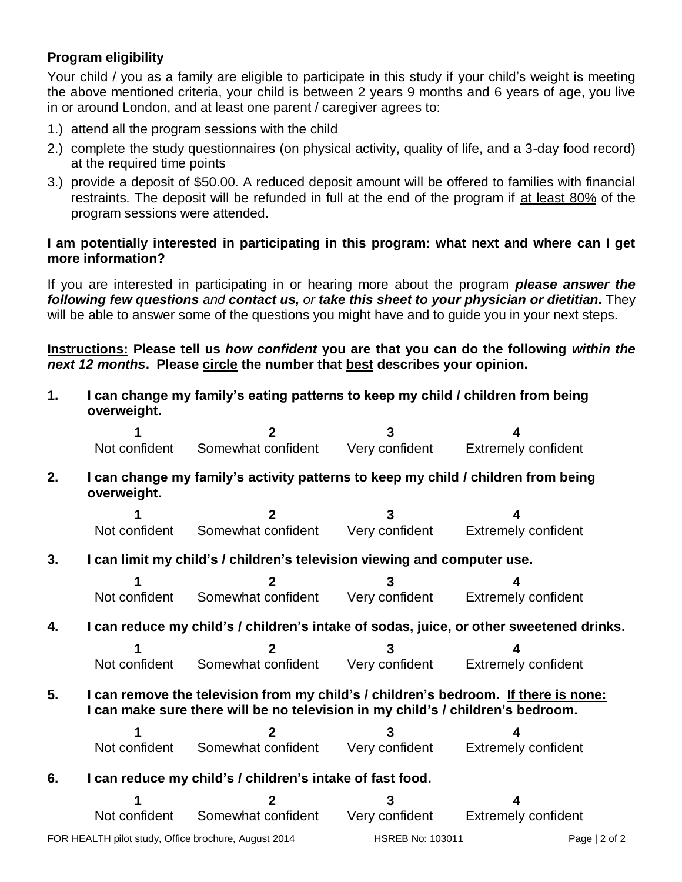**Program eligibility**

Your child / you as a family are eligible to participate in this study if your child's weight is meeting the above mentioned criteria, your child is between 2 years 9 months and 6 years of age, you live in or around London, and at least one parent / caregiver agrees to:

1.) attend all the program sessions with the child
2.) complete the study questionnaires (on physical activity, quality of life, and a 3-day food record) at the required time points
3.) provide a deposit of $50.00. A reduced deposit amount will be offered to families with financial restraints. The deposit will be refunded in full at the end of the program if <u>at least 80%</u> of the program sessions were attended.

**I am potentially interested in participating in this program: what next and where can I get more information?**

If you are interested in participating in or hearing more about the program ***please answer the following few questions*** *and* ***contact us,*** *or* ***take this sheet to your physician or dietitian*****.** They will be able to answer some of the questions you might have and to guide you in your next steps.

**<u>Instructions:</u> Please tell us *how confident* you are that you can do the following *within the next 12 months*. Please <u>circle</u> the number that <u>best</u> describes your opinion.**

**1. I can change my family's eating patterns to keep my child / children from being overweight.**

| 1 | 2 | 3 | 4 |
|---|---|---|---|
| Not confident | Somewhat confident | Very confident | Extremely confident |

**2. I can change my family's activity patterns to keep my child / children from being overweight.**

| 1 | 2 | 3 | 4 |
|---|---|---|---|
| Not confident | Somewhat confident | Very confident | Extremely confident |

**3. I can limit my child's / children's television viewing and computer use.**

| 1 | 2 | 3 | 4 |
|---|---|---|---|
| Not confident | Somewhat confident | Very confident | Extremely confident |

**4. I can reduce my child's / children's intake of sodas, juice, or other sweetened drinks.**

| 1 | 2 | 3 | 4 |
|---|---|---|---|
| Not confident | Somewhat confident | Very confident | Extremely confident |

**5. I can remove the television from my child's / children's bedroom. <u>If there is none:</u> I can make sure there will be no television in my child's / children's bedroom.**

| 1 | 2 | 3 | 4 |
|---|---|---|---|
| Not confident | Somewhat confident | Very confident | Extremely confident |

**6. I can reduce my child's / children's intake of fast food.**

| 1 | 2 | 3 | 4 |
|---|---|---|---|
| Not confident | Somewhat confident | Very confident | Extremely confident |

FOR HEALTH pilot study, Office brochure, August 2014 HSREB No: 103011